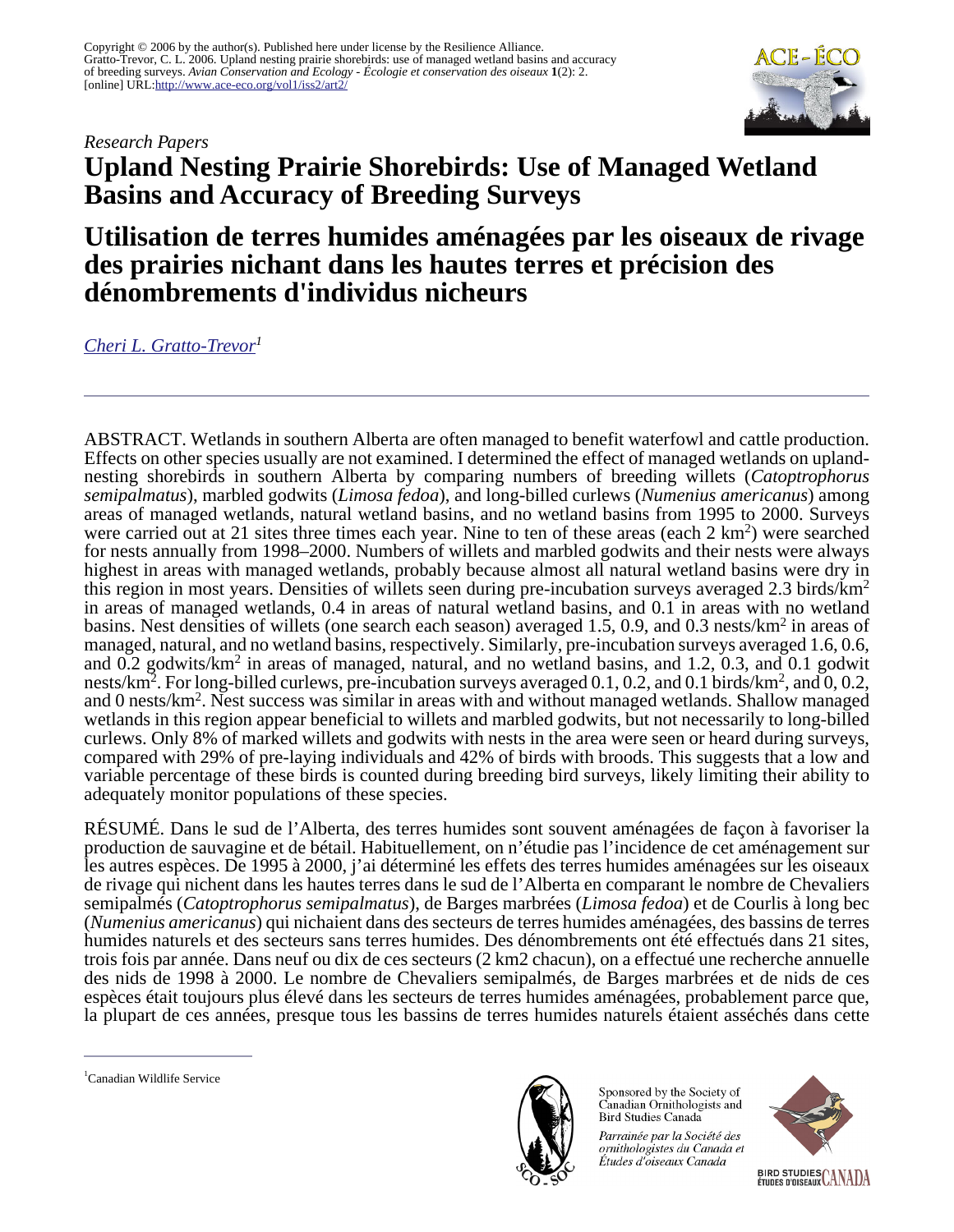Copyright © 2006 by the author(s). Published here under license by the Resilience Alliance.
Gratto-Trevor, C. L. 2006. Upland nesting prairie shorebirds: use of managed wetland basins and accuracy of breeding surveys. *Avian Conservation and Ecology - Écologie et conservation des oiseaux* **1**(2): 2.
[online] URL:http://www.ace-eco.org/vol1/iss2/art2/

*Research Papers*

# Upland Nesting Prairie Shorebirds: Use of Managed Wetland Basins and Accuracy of Breeding Surveys

# Utilisation de terres humides aménagées par les oiseaux de rivage des prairies nichant dans les hautes terres et précision des dénombrements d'individus nicheurs

*Cheri L. Gratto-Trevor*[1]

ABSTRACT. Wetlands in southern Alberta are often managed to benefit waterfowl and cattle production. Effects on other species usually are not examined. I determined the effect of managed wetlands on upland-nesting shorebirds in southern Alberta by comparing numbers of breeding willets (*Catoptrophorus semipalmatus*), marbled godwits (*Limosa fedoa*), and long-billed curlews (*Numenius americanus*) among areas of managed wetlands, natural wetland basins, and no wetland basins from 1995 to 2000. Surveys were carried out at 21 sites three times each year. Nine to ten of these areas (each 2 km$^2$) were searched for nests annually from 1998–2000. Numbers of willets and marbled godwits and their nests were always highest in areas with managed wetlands, probably because almost all natural wetland basins were dry in this region in most years. Densities of willets seen during pre-incubation surveys averaged 2.3 birds/km$^2$ in areas of managed wetlands, 0.4 in areas of natural wetland basins, and 0.1 in areas with no wetland basins. Nest densities of willets (one search each season) averaged 1.5, 0.9, and 0.3 nests/km$^2$ in areas of managed, natural, and no wetland basins, respectively. Similarly, pre-incubation surveys averaged 1.6, 0.6, and 0.2 godwits/km$^2$ in areas of managed, natural, and no wetland basins, and 1.2, 0.3, and 0.1 godwit nests/km$^2$. For long-billed curlews, pre-incubation surveys averaged 0.1, 0.2, and 0.1 birds/km$^2$, and 0, 0.2, and 0 nests/km$^2$. Nest success was similar in areas with and without managed wetlands. Shallow managed wetlands in this region appear beneficial to willets and marbled godwits, but not necessarily to long-billed curlews. Only 8% of marked willets and godwits with nests in the area were seen or heard during surveys, compared with 29% of pre-laying individuals and 42% of birds with broods. This suggests that a low and variable percentage of these birds is counted during breeding bird surveys, likely limiting their ability to adequately monitor populations of these species.

RÉSUMÉ. Dans le sud de l'Alberta, des terres humides sont souvent aménagées de façon à favoriser la production de sauvagine et de bétail. Habituellement, on n'étudie pas l'incidence de cet aménagement sur les autres espèces. De 1995 à 2000, j'ai déterminé les effets des terres humides aménagées sur les oiseaux de rivage qui nichent dans les hautes terres dans le sud de l'Alberta en comparant le nombre de Chevaliers semipalmés (*Catoptrophorus semipalmatus*), de Barges marbrées (*Limosa fedoa*) et de Courlis à long bec (*Numenius americanus*) qui nichaient dans des secteurs de terres humides aménagées, des bassins de terres humides naturels et des secteurs sans terres humides. Des dénombrements ont été effectués dans 21 sites, trois fois par année. Dans neuf ou dix de ces secteurs (2 km2 chacun), on a effectué une recherche annuelle des nids de 1998 à 2000. Le nombre de Chevaliers semipalmés, de Barges marbrées et de nids de ces espèces était toujours plus élevé dans les secteurs de terres humides aménagées, probablement parce que, la plupart de ces années, presque tous les bassins de terres humides naturels étaient asséchés dans cette

[1]Canadian Wildlife Service

Sponsored by the Society of Canadian Ornithologists and Bird Studies Canada

*Parrainée par la Société des ornithologistes du Canada et Études d'oiseaux Canada*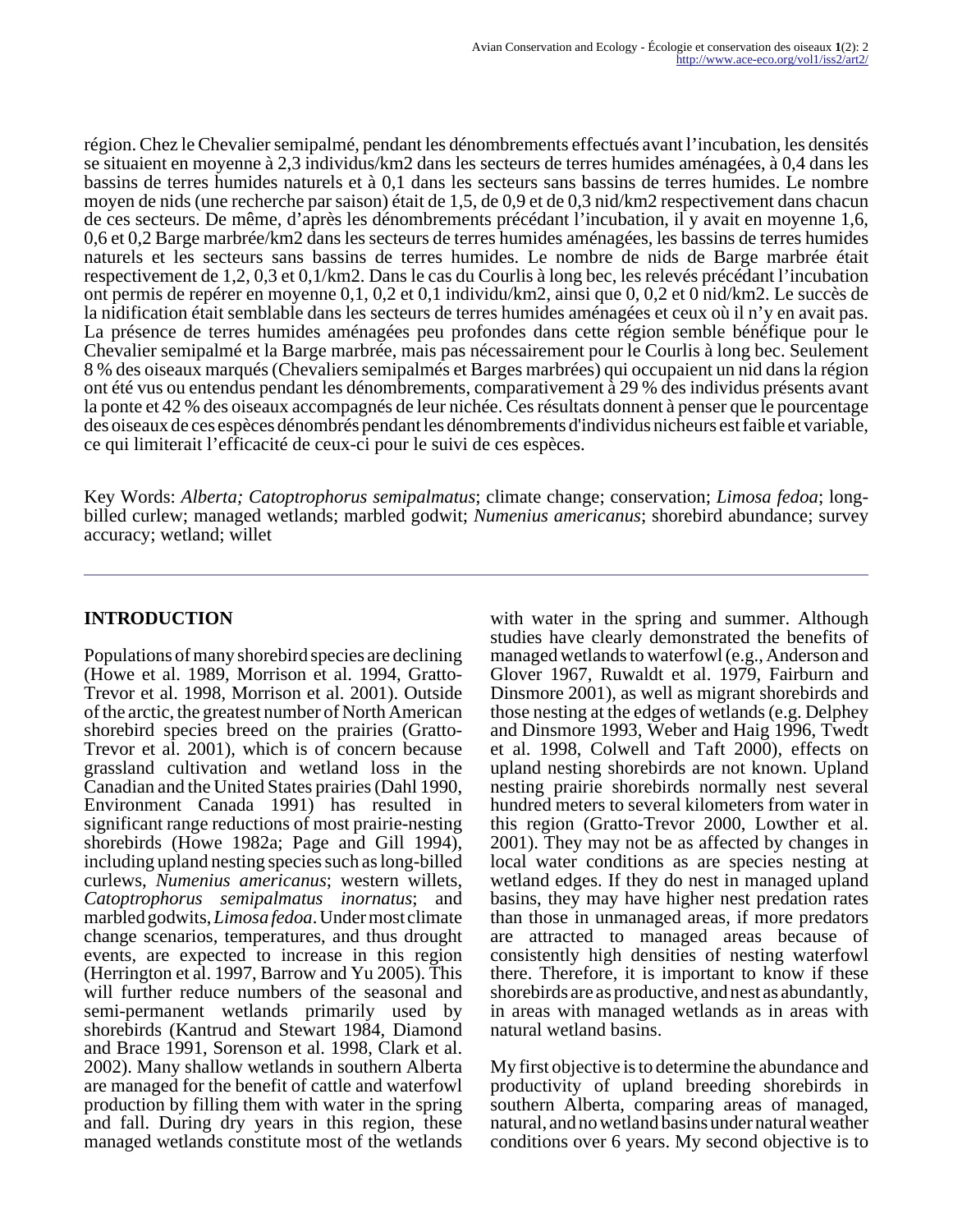région. Chez le Chevalier semipalmé, pendant les dénombrements effectués avant l'incubation, les densités se situaient en moyenne à 2,3 individus/km2 dans les secteurs de terres humides aménagées, à 0,4 dans les bassins de terres humides naturels et à 0,1 dans les secteurs sans bassins de terres humides. Le nombre moyen de nids (une recherche par saison) était de 1,5, de 0,9 et de 0,3 nid/km2 respectivement dans chacun de ces secteurs. De même, d'après les dénombrements précédant l'incubation, il y avait en moyenne 1,6, 0,6 et 0,2 Barge marbrée/km2 dans les secteurs de terres humides aménagées, les bassins de terres humides naturels et les secteurs sans bassins de terres humides. Le nombre de nids de Barge marbrée était respectivement de 1,2, 0,3 et 0,1/km2. Dans le cas du Courlis à long bec, les relevés précédant l'incubation ont permis de repérer en moyenne 0,1, 0,2 et 0,1 individu/km2, ainsi que 0, 0,2 et 0 nid/km2. Le succès de la nidification était semblable dans les secteurs de terres humides aménagées et ceux où il n'y en avait pas. La présence de terres humides aménagées peu profondes dans cette région semble bénéfique pour le Chevalier semipalmé et la Barge marbrée, mais pas nécessairement pour le Courlis à long bec. Seulement 8 % des oiseaux marqués (Chevaliers semipalmés et Barges marbrées) qui occupaient un nid dans la région ont été vus ou entendus pendant les dénombrements, comparativement à 29 % des individus présents avant la ponte et 42 % des oiseaux accompagnés de leur nichée. Ces résultats donnent à penser que le pourcentage des oiseaux de ces espèces dénombrés pendant les dénombrements d'individus nicheurs est faible et variable, ce qui limiterait l'efficacité de ceux-ci pour le suivi de ces espèces.

Key Words: *Alberta; Catoptrophorus semipalmatus*; climate change; conservation; *Limosa fedoa*; long-billed curlew; managed wetlands; marbled godwit; *Numenius americanus*; shorebird abundance; survey accuracy; wetland; willet

## INTRODUCTION

Populations of many shorebird species are declining (Howe et al. 1989, Morrison et al. 1994, Gratto-Trevor et al. 1998, Morrison et al. 2001). Outside of the arctic, the greatest number of North American shorebird species breed on the prairies (Gratto-Trevor et al. 2001), which is of concern because grassland cultivation and wetland loss in the Canadian and the United States prairies (Dahl 1990, Environment Canada 1991) has resulted in significant range reductions of most prairie-nesting shorebirds (Howe 1982a; Page and Gill 1994), including upland nesting species such as long-billed curlews, *Numenius americanus*; western willets, *Catoptrophorus semipalmatus inornatus*; and marbled godwits, *Limosa fedoa*. Under most climate change scenarios, temperatures, and thus drought events, are expected to increase in this region (Herrington et al. 1997, Barrow and Yu 2005). This will further reduce numbers of the seasonal and semi-permanent wetlands primarily used by shorebirds (Kantrud and Stewart 1984, Diamond and Brace 1991, Sorenson et al. 1998, Clark et al. 2002). Many shallow wetlands in southern Alberta are managed for the benefit of cattle and waterfowl production by filling them with water in the spring and fall. During dry years in this region, these managed wetlands constitute most of the wetlands with water in the spring and summer. Although studies have clearly demonstrated the benefits of managed wetlands to waterfowl (e.g., Anderson and Glover 1967, Ruwaldt et al. 1979, Fairburn and Dinsmore 2001), as well as migrant shorebirds and those nesting at the edges of wetlands (e.g. Delphey and Dinsmore 1993, Weber and Haig 1996, Twedt et al. 1998, Colwell and Taft 2000), effects on upland nesting shorebirds are not known. Upland nesting prairie shorebirds normally nest several hundred meters to several kilometers from water in this region (Gratto-Trevor 2000, Lowther et al. 2001). They may not be as affected by changes in local water conditions as are species nesting at wetland edges. If they do nest in managed upland basins, they may have higher nest predation rates than those in unmanaged areas, if more predators are attracted to managed areas because of consistently high densities of nesting waterfowl there. Therefore, it is important to know if these shorebirds are as productive, and nest as abundantly, in areas with managed wetlands as in areas with natural wetland basins.

My first objective is to determine the abundance and productivity of upland breeding shorebirds in southern Alberta, comparing areas of managed, natural, and no wetland basins under natural weather conditions over 6 years. My second objective is to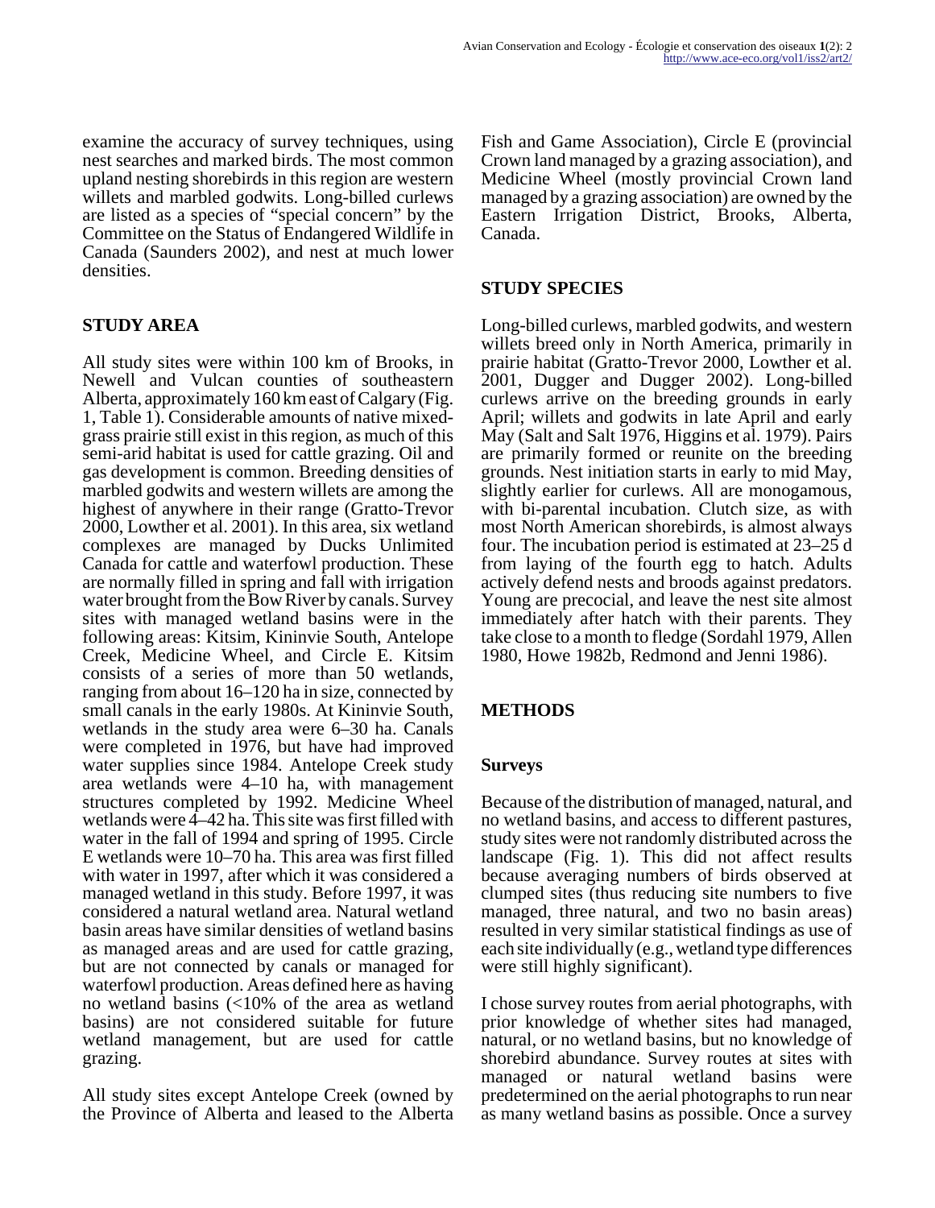examine the accuracy of survey techniques, using nest searches and marked birds. The most common upland nesting shorebirds in this region are western willets and marbled godwits. Long-billed curlews are listed as a species of "special concern" by the Committee on the Status of Endangered Wildlife in Canada (Saunders 2002), and nest at much lower densities.

## STUDY AREA

All study sites were within 100 km of Brooks, in Newell and Vulcan counties of southeastern Alberta, approximately 160 km east of Calgary (Fig. 1, Table 1). Considerable amounts of native mixed-grass prairie still exist in this region, as much of this semi-arid habitat is used for cattle grazing. Oil and gas development is common. Breeding densities of marbled godwits and western willets are among the highest of anywhere in their range (Gratto-Trevor 2000, Lowther et al. 2001). In this area, six wetland complexes are managed by Ducks Unlimited Canada for cattle and waterfowl production. These are normally filled in spring and fall with irrigation water brought from the Bow River by canals. Survey sites with managed wetland basins were in the following areas: Kitsim, Kininvie South, Antelope Creek, Medicine Wheel, and Circle E. Kitsim consists of a series of more than 50 wetlands, ranging from about 16–120 ha in size, connected by small canals in the early 1980s. At Kininvie South, wetlands in the study area were 6–30 ha. Canals were completed in 1976, but have had improved water supplies since 1984. Antelope Creek study area wetlands were 4–10 ha, with management structures completed by 1992. Medicine Wheel wetlands were 4–42 ha. This site was first filled with water in the fall of 1994 and spring of 1995. Circle E wetlands were 10–70 ha. This area was first filled with water in 1997, after which it was considered a managed wetland in this study. Before 1997, it was considered a natural wetland area. Natural wetland basin areas have similar densities of wetland basins as managed areas and are used for cattle grazing, but are not connected by canals or managed for waterfowl production. Areas defined here as having no wetland basins (<10% of the area as wetland basins) are not considered suitable for future wetland management, but are used for cattle grazing.

All study sites except Antelope Creek (owned by the Province of Alberta and leased to the Alberta Fish and Game Association), Circle E (provincial Crown land managed by a grazing association), and Medicine Wheel (mostly provincial Crown land managed by a grazing association) are owned by the Eastern Irrigation District, Brooks, Alberta, Canada.

## STUDY SPECIES

Long-billed curlews, marbled godwits, and western willets breed only in North America, primarily in prairie habitat (Gratto-Trevor 2000, Lowther et al. 2001, Dugger and Dugger 2002). Long-billed curlews arrive on the breeding grounds in early April; willets and godwits in late April and early May (Salt and Salt 1976, Higgins et al. 1979). Pairs are primarily formed or reunite on the breeding grounds. Nest initiation starts in early to mid May, slightly earlier for curlews. All are monogamous, with bi-parental incubation. Clutch size, as with most North American shorebirds, is almost always four. The incubation period is estimated at 23–25 d from laying of the fourth egg to hatch. Adults actively defend nests and broods against predators. Young are precocial, and leave the nest site almost immediately after hatch with their parents. They take close to a month to fledge (Sordahl 1979, Allen 1980, Howe 1982b, Redmond and Jenni 1986).

## METHODS

### Surveys

Because of the distribution of managed, natural, and no wetland basins, and access to different pastures, study sites were not randomly distributed across the landscape (Fig. 1). This did not affect results because averaging numbers of birds observed at clumped sites (thus reducing site numbers to five managed, three natural, and two no basin areas) resulted in very similar statistical findings as use of each site individually (e.g., wetland type differences were still highly significant).

I chose survey routes from aerial photographs, with prior knowledge of whether sites had managed, natural, or no wetland basins, but no knowledge of shorebird abundance. Survey routes at sites with managed or natural wetland basins were predetermined on the aerial photographs to run near as many wetland basins as possible. Once a survey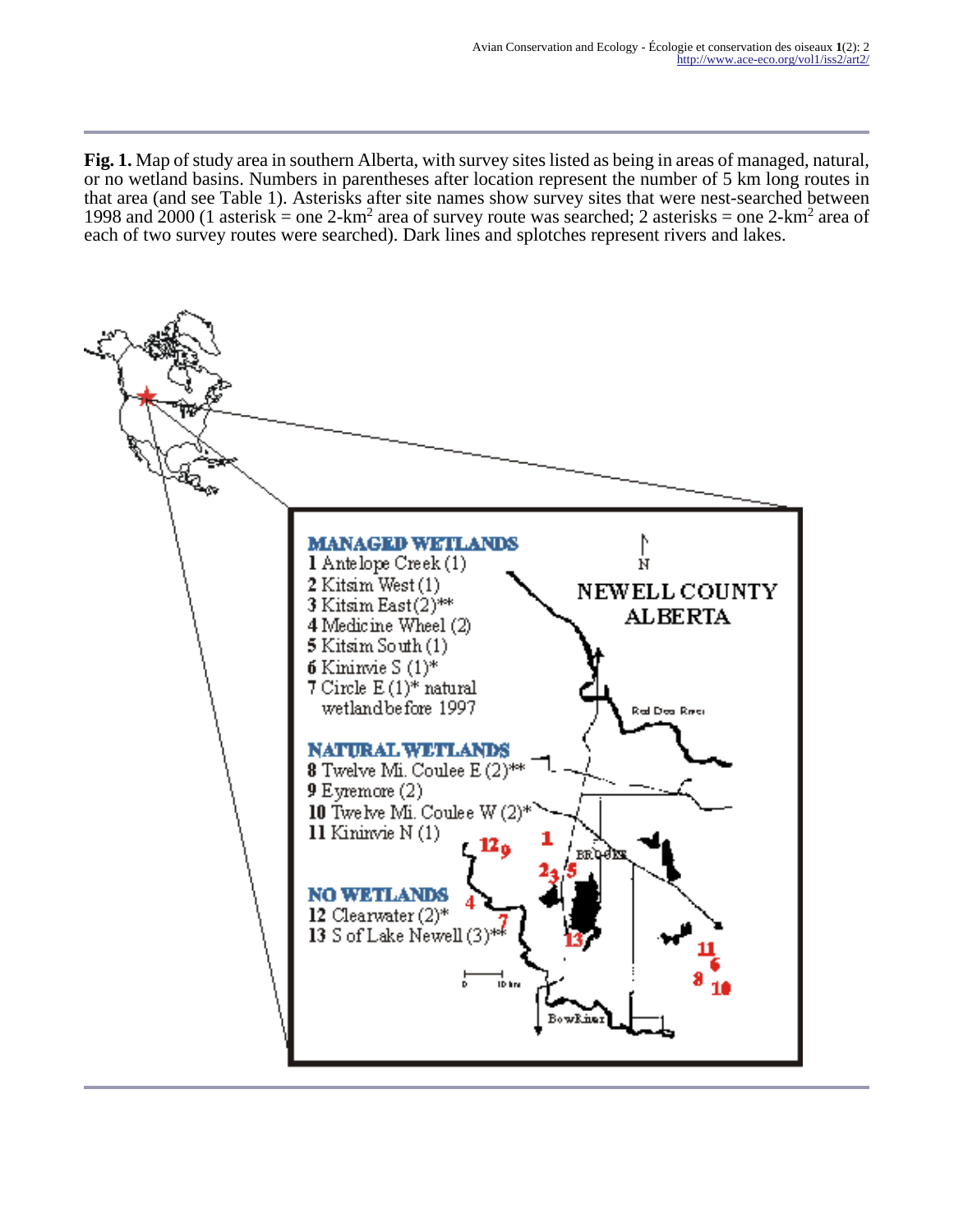**Fig. 1.** Map of study area in southern Alberta, with survey sites listed as being in areas of managed, natural, or no wetland basins. Numbers in parentheses after location represent the number of 5 km long routes in that area (and see Table 1). Asterisks after site names show survey sites that were nest-searched between 1998 and 2000 (1 asterisk = one 2-km$^2$ area of survey route was searched; 2 asterisks = one 2-km$^2$ area of each of two survey routes were searched). Dark lines and splotches represent rivers and lakes.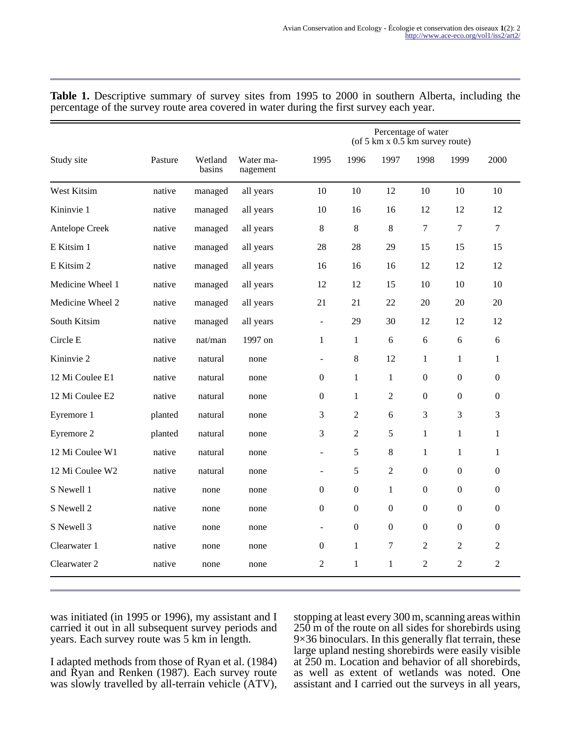**Table 1.** Descriptive summary of survey sites from 1995 to 2000 in southern Alberta, including the percentage of the survey route area covered in water during the first survey each year.

| Study site | Pasture | Wetland basins | Water management | Percentage of water (of 5 km x 0.5 km survey route) | | | | | |
|---|---|---|---|---|---|---|---|---|---|
| | | | | 1995 | 1996 | 1997 | 1998 | 1999 | 2000 |
| West Kitsim | native | managed | all years | 10 | 10 | 12 | 10 | 10 | 10 |
| Kininvie 1 | native | managed | all years | 10 | 16 | 16 | 12 | 12 | 12 |
| Antelope Creek | native | managed | all years | 8 | 8 | 8 | 7 | 7 | 7 |
| E Kitsim 1 | native | managed | all years | 28 | 28 | 29 | 15 | 15 | 15 |
| E Kitsim 2 | native | managed | all years | 16 | 16 | 16 | 12 | 12 | 12 |
| Medicine Wheel 1 | native | managed | all years | 12 | 12 | 15 | 10 | 10 | 10 |
| Medicine Wheel 2 | native | managed | all years | 21 | 21 | 22 | 20 | 20 | 20 |
| South Kitsim | native | managed | all years | - | 29 | 30 | 12 | 12 | 12 |
| Circle E | native | nat/man | 1997 on | 1 | 1 | 6 | 6 | 6 | 6 |
| Kininvie 2 | native | natural | none | - | 8 | 12 | 1 | 1 | 1 |
| 12 Mi Coulee E1 | native | natural | none | 0 | 1 | 1 | 0 | 0 | 0 |
| 12 Mi Coulee E2 | native | natural | none | 0 | 1 | 2 | 0 | 0 | 0 |
| Eyremore 1 | planted | natural | none | 3 | 2 | 6 | 3 | 3 | 3 |
| Eyremore 2 | planted | natural | none | 3 | 2 | 5 | 1 | 1 | 1 |
| 12 Mi Coulee W1 | native | natural | none | - | 5 | 8 | 1 | 1 | 1 |
| 12 Mi Coulee W2 | native | natural | none | - | 5 | 2 | 0 | 0 | 0 |
| S Newell 1 | native | none | none | 0 | 0 | 1 | 0 | 0 | 0 |
| S Newell 2 | native | none | none | 0 | 0 | 0 | 0 | 0 | 0 |
| S Newell 3 | native | none | none | - | 0 | 0 | 0 | 0 | 0 |
| Clearwater 1 | native | none | none | 0 | 1 | 7 | 2 | 2 | 2 |
| Clearwater 2 | native | none | none | 2 | 1 | 1 | 2 | 2 | 2 |

was initiated (in 1995 or 1996), my assistant and I carried it out in all subsequent survey periods and years. Each survey route was 5 km in length.

I adapted methods from those of Ryan et al. (1984) and Ryan and Renken (1987). Each survey route was slowly travelled by all-terrain vehicle (ATV), stopping at least every 300 m, scanning areas within 250 m of the route on all sides for shorebirds using 9×36 binoculars. In this generally flat terrain, these large upland nesting shorebirds were easily visible at 250 m. Location and behavior of all shorebirds, as well as extent of wetlands was noted. One assistant and I carried out the surveys in all years,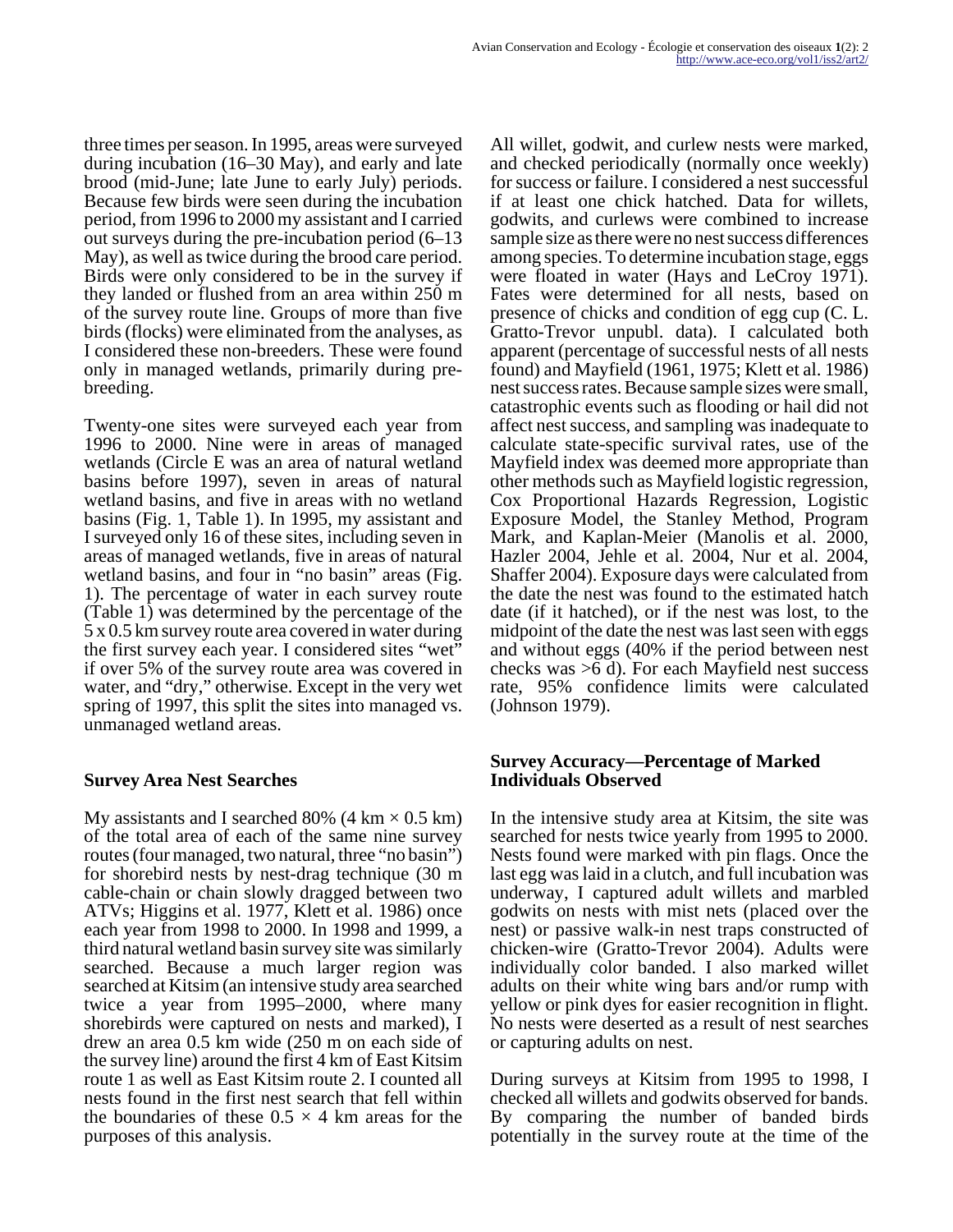three times per season. In 1995, areas were surveyed during incubation (16–30 May), and early and late brood (mid-June; late June to early July) periods. Because few birds were seen during the incubation period, from 1996 to 2000 my assistant and I carried out surveys during the pre-incubation period (6–13 May), as well as twice during the brood care period. Birds were only considered to be in the survey if they landed or flushed from an area within 250 m of the survey route line. Groups of more than five birds (flocks) were eliminated from the analyses, as I considered these non-breeders. These were found only in managed wetlands, primarily during pre-breeding.

Twenty-one sites were surveyed each year from 1996 to 2000. Nine were in areas of managed wetlands (Circle E was an area of natural wetland basins before 1997), seven in areas of natural wetland basins, and five in areas with no wetland basins (Fig. 1, Table 1). In 1995, my assistant and I surveyed only 16 of these sites, including seven in areas of managed wetlands, five in areas of natural wetland basins, and four in "no basin" areas (Fig. 1). The percentage of water in each survey route (Table 1) was determined by the percentage of the 5 x 0.5 km survey route area covered in water during the first survey each year. I considered sites "wet" if over 5% of the survey route area was covered in water, and "dry," otherwise. Except in the very wet spring of 1997, this split the sites into managed vs. unmanaged wetland areas.

## Survey Area Nest Searches

My assistants and I searched 80% (4 km × 0.5 km) of the total area of each of the same nine survey routes (four managed, two natural, three "no basin") for shorebird nests by nest-drag technique (30 m cable-chain or chain slowly dragged between two ATVs; Higgins et al. 1977, Klett et al. 1986) once each year from 1998 to 2000. In 1998 and 1999, a third natural wetland basin survey site was similarly searched. Because a much larger region was searched at Kitsim (an intensive study area searched twice a year from 1995–2000, where many shorebirds were captured on nests and marked), I drew an area 0.5 km wide (250 m on each side of the survey line) around the first 4 km of East Kitsim route 1 as well as East Kitsim route 2. I counted all nests found in the first nest search that fell within the boundaries of these 0.5 × 4 km areas for the purposes of this analysis.

All willet, godwit, and curlew nests were marked, and checked periodically (normally once weekly) for success or failure. I considered a nest successful if at least one chick hatched. Data for willets, godwits, and curlews were combined to increase sample size as there were no nest success differences among species. To determine incubation stage, eggs were floated in water (Hays and LeCroy 1971). Fates were determined for all nests, based on presence of chicks and condition of egg cup (C. L. Gratto-Trevor unpubl. data). I calculated both apparent (percentage of successful nests of all nests found) and Mayfield (1961, 1975; Klett et al. 1986) nest success rates. Because sample sizes were small, catastrophic events such as flooding or hail did not affect nest success, and sampling was inadequate to calculate state-specific survival rates, use of the Mayfield index was deemed more appropriate than other methods such as Mayfield logistic regression, Cox Proportional Hazards Regression, Logistic Exposure Model, the Stanley Method, Program Mark, and Kaplan-Meier (Manolis et al. 2000, Hazler 2004, Jehle et al. 2004, Nur et al. 2004, Shaffer 2004). Exposure days were calculated from the date the nest was found to the estimated hatch date (if it hatched), or if the nest was lost, to the midpoint of the date the nest was last seen with eggs and without eggs (40% if the period between nest checks was >6 d). For each Mayfield nest success rate, 95% confidence limits were calculated (Johnson 1979).

## Survey Accuracy—Percentage of Marked Individuals Observed

In the intensive study area at Kitsim, the site was searched for nests twice yearly from 1995 to 2000. Nests found were marked with pin flags. Once the last egg was laid in a clutch, and full incubation was underway, I captured adult willets and marbled godwits on nests with mist nets (placed over the nest) or passive walk-in nest traps constructed of chicken-wire (Gratto-Trevor 2004). Adults were individually color banded. I also marked willet adults on their white wing bars and/or rump with yellow or pink dyes for easier recognition in flight. No nests were deserted as a result of nest searches or capturing adults on nest.

During surveys at Kitsim from 1995 to 1998, I checked all willets and godwits observed for bands. By comparing the number of banded birds potentially in the survey route at the time of the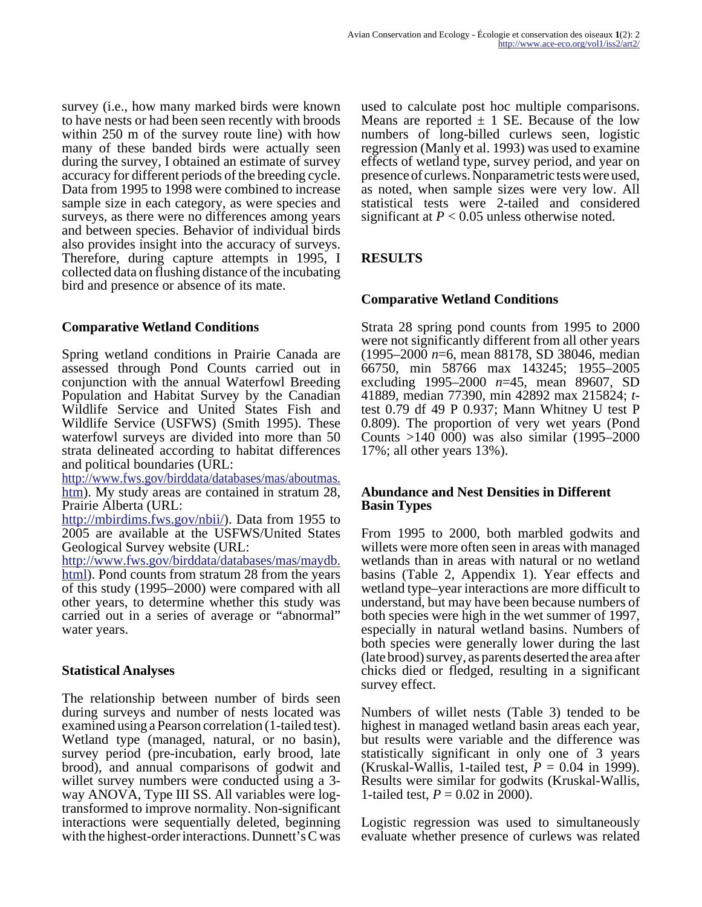survey (i.e., how many marked birds were known to have nests or had been seen recently with broods within 250 m of the survey route line) with how many of these banded birds were actually seen during the survey, I obtained an estimate of survey accuracy for different periods of the breeding cycle. Data from 1995 to 1998 were combined to increase sample size in each category, as were species and surveys, as there were no differences among years and between species. Behavior of individual birds also provides insight into the accuracy of surveys. Therefore, during capture attempts in 1995, I collected data on flushing distance of the incubating bird and presence or absence of its mate.

### Comparative Wetland Conditions

Spring wetland conditions in Prairie Canada are assessed through Pond Counts carried out in conjunction with the annual Waterfowl Breeding Population and Habitat Survey by the Canadian Wildlife Service and United States Fish and Wildlife Service (USFWS) (Smith 1995). These waterfowl surveys are divided into more than 50 strata delineated according to habitat differences and political boundaries (URL: http://www.fws.gov/birddata/databases/mas/aboutmas.htm). My study areas are contained in stratum 28, Prairie Alberta (URL: http://mbirdims.fws.gov/nbii/). Data from 1955 to 2005 are available at the USFWS/United States Geological Survey website (URL: http://www.fws.gov/birddata/databases/mas/maydb.html). Pond counts from stratum 28 from the years of this study (1995–2000) were compared with all other years, to determine whether this study was carried out in a series of average or "abnormal" water years.

### Statistical Analyses

The relationship between number of birds seen during surveys and number of nests located was examined using a Pearson correlation (1-tailed test). Wetland type (managed, natural, or no basin), survey period (pre-incubation, early brood, late brood), and annual comparisons of godwit and willet survey numbers were conducted using a 3-way ANOVA, Type III SS. All variables were log-transformed to improve normality. Non-significant interactions were sequentially deleted, beginning with the highest-order interactions. Dunnett's C was used to calculate post hoc multiple comparisons. Means are reported ± 1 SE. Because of the low numbers of long-billed curlews seen, logistic regression (Manly et al. 1993) was used to examine effects of wetland type, survey period, and year on presence of curlews. Nonparametric tests were used, as noted, when sample sizes were very low. All statistical tests were 2-tailed and considered significant at $P < 0.05$ unless otherwise noted.

## RESULTS

### Comparative Wetland Conditions

Strata 28 spring pond counts from 1995 to 2000 were not significantly different from all other years (1995–2000 $n$=6, mean 88178, SD 38046, median 66750, min 58766 max 143245; 1955–2005 excluding 1995–2000 $n$=45, mean 89607, SD 41889, median 77390, min 42892 max 215824; $t$-test 0.79 df 49 P 0.937; Mann Whitney U test P 0.809). The proportion of very wet years (Pond Counts >140 000) was also similar (1995–2000 17%; all other years 13%).

### Abundance and Nest Densities in Different Basin Types

From 1995 to 2000, both marbled godwits and willets were more often seen in areas with managed wetlands than in areas with natural or no wetland basins (Table 2, Appendix 1). Year effects and wetland type–year interactions are more difficult to understand, but may have been because numbers of both species were high in the wet summer of 1997, especially in natural wetland basins. Numbers of both species were generally lower during the last (late brood) survey, as parents deserted the area after chicks died or fledged, resulting in a significant survey effect.

Numbers of willet nests (Table 3) tended to be highest in managed wetland basin areas each year, but results were variable and the difference was statistically significant in only one of 3 years (Kruskal-Wallis, 1-tailed test, $P$ = 0.04 in 1999). Results were similar for godwits (Kruskal-Wallis, 1-tailed test, $P$ = 0.02 in 2000).

Logistic regression was used to simultaneously evaluate whether presence of curlews was related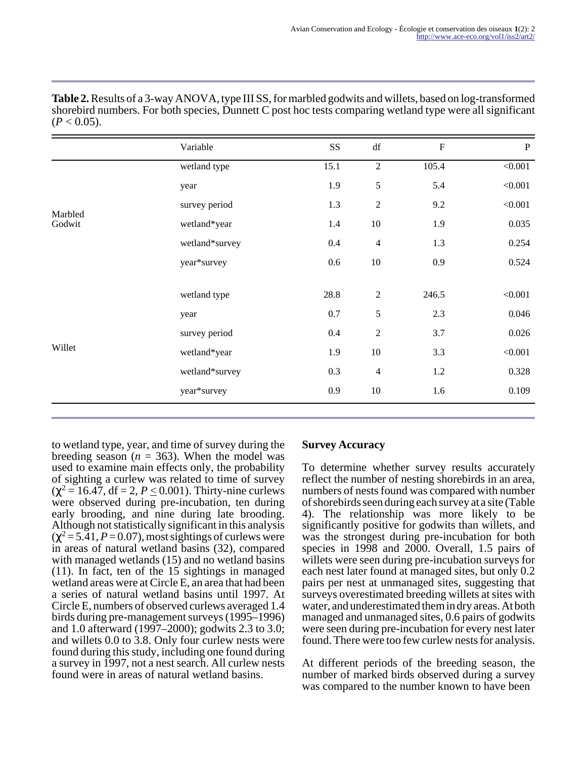**Table 2.** Results of a 3-way ANOVA, type III SS, for marbled godwits and willets, based on log-transformed shorebird numbers. For both species, Dunnett C post hoc tests comparing wetland type were all significant ($P < 0.05$).

| | Variable | SS | df | F | P |
|---|---|---|---|---|---|
| Marbled Godwit | wetland type | 15.1 | 2 | 105.4 | <0.001 |
| | year | 1.9 | 5 | 5.4 | <0.001 |
| | survey period | 1.3 | 2 | 9.2 | <0.001 |
| | wetland*year | 1.4 | 10 | 1.9 | 0.035 |
| | wetland*survey | 0.4 | 4 | 1.3 | 0.254 |
| | year*survey | 0.6 | 10 | 0.9 | 0.524 |
| Willet | wetland type | 28.8 | 2 | 246.5 | <0.001 |
| | year | 0.7 | 5 | 2.3 | 0.046 |
| | survey period | 0.4 | 2 | 3.7 | 0.026 |
| | wetland*year | 1.9 | 10 | 3.3 | <0.001 |
| | wetland*survey | 0.3 | 4 | 1.2 | 0.328 |
| | year*survey | 0.9 | 10 | 1.6 | 0.109 |

to wetland type, year, and time of survey during the breeding season ($n$ = 363). When the model was used to examine main effects only, the probability of sighting a curlew was related to time of survey ($\chi^2 = 16.47$, df = 2, $P \leq 0.001$). Thirty-nine curlews were observed during pre-incubation, ten during early brooding, and nine during late brooding. Although not statistically significant in this analysis ($\chi^2 = 5.41$, $P = 0.07$), most sightings of curlews were in areas of natural wetland basins (32), compared with managed wetlands (15) and no wetland basins (11). In fact, ten of the 15 sightings in managed wetland areas were at Circle E, an area that had been a series of natural wetland basins until 1997. At Circle E, numbers of observed curlews averaged 1.4 birds during pre-management surveys (1995–1996) and 1.0 afterward (1997–2000); godwits 2.3 to 3.0; and willets 0.0 to 3.8. Only four curlew nests were found during this study, including one found during a survey in 1997, not a nest search. All curlew nests found were in areas of natural wetland basins.

### Survey Accuracy

To determine whether survey results accurately reflect the number of nesting shorebirds in an area, numbers of nests found was compared with number of shorebirds seen during each survey at a site (Table 4). The relationship was more likely to be significantly positive for godwits than willets, and was the strongest during pre-incubation for both species in 1998 and 2000. Overall, 1.5 pairs of willets were seen during pre-incubation surveys for each nest later found at managed sites, but only 0.2 pairs per nest at unmanaged sites, suggesting that surveys overestimated breeding willets at sites with water, and underestimated them in dry areas. At both managed and unmanaged sites, 0.6 pairs of godwits were seen during pre-incubation for every nest later found. There were too few curlew nests for analysis.

At different periods of the breeding season, the number of marked birds observed during a survey was compared to the number known to have been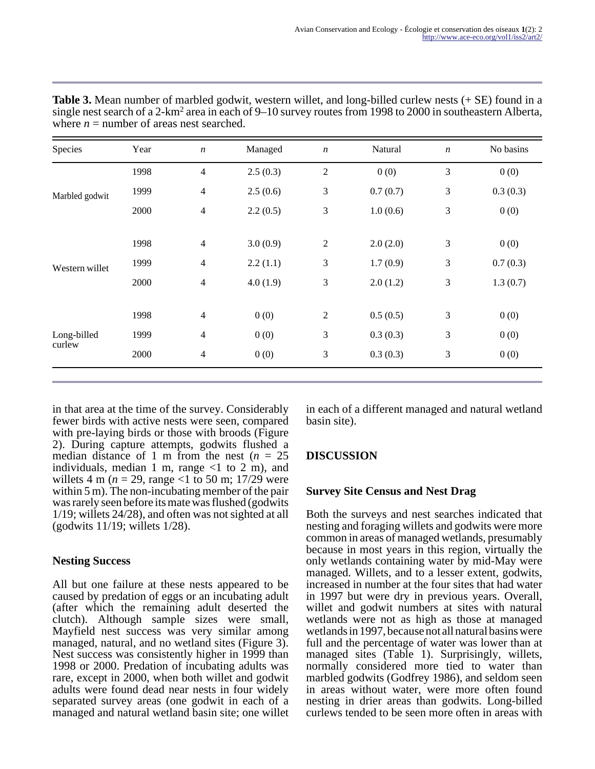**Table 3.** Mean number of marbled godwit, western willet, and long-billed curlew nests (+ SE) found in a single nest search of a 2-km$^2$ area in each of 9–10 survey routes from 1998 to 2000 in southeastern Alberta, where $n$ = number of areas nest searched.

| Species | Year | $n$ | Managed | $n$ | Natural | $n$ | No basins |
|---|---|---|---|---|---|---|---|
| Marbled godwit | 1998 | 4 | 2.5 (0.3) | 2 | 0 (0) | 3 | 0 (0) |
| | 1999 | 4 | 2.5 (0.6) | 3 | 0.7 (0.7) | 3 | 0.3 (0.3) |
| | 2000 | 4 | 2.2 (0.5) | 3 | 1.0 (0.6) | 3 | 0 (0) |
| Western willet | 1998 | 4 | 3.0 (0.9) | 2 | 2.0 (2.0) | 3 | 0 (0) |
| | 1999 | 4 | 2.2 (1.1) | 3 | 1.7 (0.9) | 3 | 0.7 (0.3) |
| | 2000 | 4 | 4.0 (1.9) | 3 | 2.0 (1.2) | 3 | 1.3 (0.7) |
| Long-billed curlew | 1998 | 4 | 0 (0) | 2 | 0.5 (0.5) | 3 | 0 (0) |
| | 1999 | 4 | 0 (0) | 3 | 0.3 (0.3) | 3 | 0 (0) |
| | 2000 | 4 | 0 (0) | 3 | 0.3 (0.3) | 3 | 0 (0) |

in that area at the time of the survey. Considerably fewer birds with active nests were seen, compared with pre-laying birds or those with broods (Figure 2). During capture attempts, godwits flushed a median distance of 1 m from the nest ($n$ = 25 individuals, median 1 m, range <1 to 2 m), and willets 4 m ($n$ = 29, range <1 to 50 m; 17/29 were within 5 m). The non-incubating member of the pair was rarely seen before its mate was flushed (godwits 1/19; willets 24/28), and often was not sighted at all (godwits 11/19; willets 1/28).

### Nesting Success

All but one failure at these nests appeared to be caused by predation of eggs or an incubating adult (after which the remaining adult deserted the clutch). Although sample sizes were small, Mayfield nest success was very similar among managed, natural, and no wetland sites (Figure 3). Nest success was consistently higher in 1999 than 1998 or 2000. Predation of incubating adults was rare, except in 2000, when both willet and godwit adults were found dead near nests in four widely separated survey areas (one godwit in each of a managed and natural wetland basin site; one willet in each of a different managed and natural wetland basin site).

## DISCUSSION

### Survey Site Census and Nest Drag

Both the surveys and nest searches indicated that nesting and foraging willets and godwits were more common in areas of managed wetlands, presumably because in most years in this region, virtually the only wetlands containing water by mid-May were managed. Willets, and to a lesser extent, godwits, increased in number at the four sites that had water in 1997 but were dry in previous years. Overall, willet and godwit numbers at sites with natural wetlands were not as high as those at managed wetlands in 1997, because not all natural basins were full and the percentage of water was lower than at managed sites (Table 1). Surprisingly, willets, normally considered more tied to water than marbled godwits (Godfrey 1986), and seldom seen in areas without water, were more often found nesting in drier areas than godwits. Long-billed curlews tended to be seen more often in areas with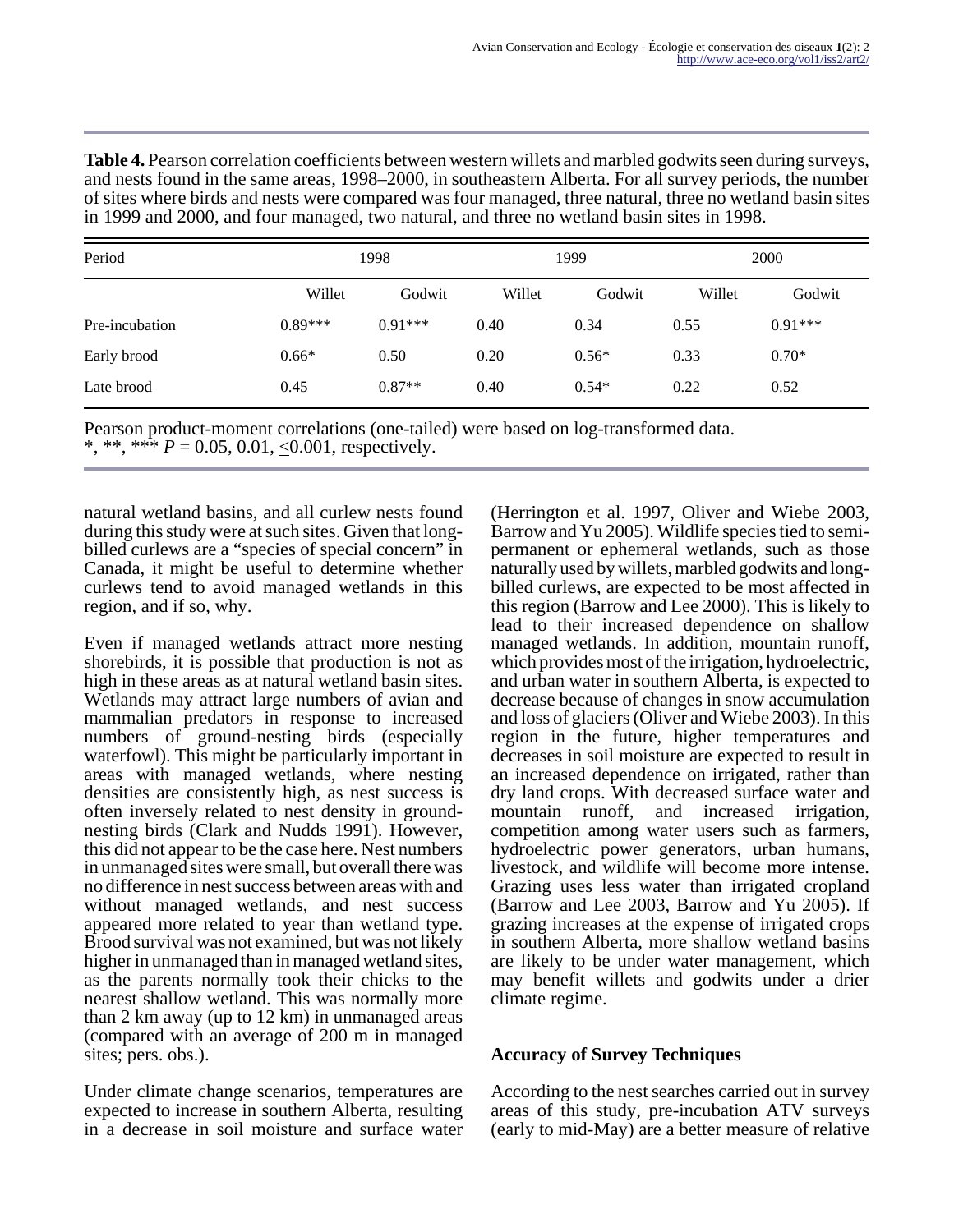**Table 4.** Pearson correlation coefficients between western willets and marbled godwits seen during surveys, and nests found in the same areas, 1998–2000, in southeastern Alberta. For all survey periods, the number of sites where birds and nests were compared was four managed, three natural, three no wetland basin sites in 1999 and 2000, and four managed, two natural, and three no wetland basin sites in 1998.

| Period | 1998 | | 1999 | | 2000 | |
|---|---|---|---|---|---|---|
| | Willet | Godwit | Willet | Godwit | Willet | Godwit |
| Pre-incubation | 0.89*** | 0.91*** | 0.40 | 0.34 | 0.55 | 0.91*** |
| Early brood | 0.66* | 0.50 | 0.20 | 0.56* | 0.33 | 0.70* |
| Late brood | 0.45 | 0.87** | 0.40 | 0.54* | 0.22 | 0.52 |

Pearson product-moment correlations (one-tailed) were based on log-transformed data.
*, **, *** $P = 0.05$, $0.01$, $\leq 0.001$, respectively.

natural wetland basins, and all curlew nests found during this study were at such sites. Given that long-billed curlews are a "species of special concern" in Canada, it might be useful to determine whether curlews tend to avoid managed wetlands in this region, and if so, why.

Even if managed wetlands attract more nesting shorebirds, it is possible that production is not as high in these areas as at natural wetland basin sites. Wetlands may attract large numbers of avian and mammalian predators in response to increased numbers of ground-nesting birds (especially waterfowl). This might be particularly important in areas with managed wetlands, where nesting densities are consistently high, as nest success is often inversely related to nest density in ground-nesting birds (Clark and Nudds 1991). However, this did not appear to be the case here. Nest numbers in unmanaged sites were small, but overall there was no difference in nest success between areas with and without managed wetlands, and nest success appeared more related to year than wetland type. Brood survival was not examined, but was not likely higher in unmanaged than in managed wetland sites, as the parents normally took their chicks to the nearest shallow wetland. This was normally more than 2 km away (up to 12 km) in unmanaged areas (compared with an average of 200 m in managed sites; pers. obs.).

Under climate change scenarios, temperatures are expected to increase in southern Alberta, resulting in a decrease in soil moisture and surface water (Herrington et al. 1997, Oliver and Wiebe 2003, Barrow and Yu 2005). Wildlife species tied to semi-permanent or ephemeral wetlands, such as those naturally used by willets, marbled godwits and long-billed curlews, are expected to be most affected in this region (Barrow and Lee 2000). This is likely to lead to their increased dependence on shallow managed wetlands. In addition, mountain runoff, which provides most of the irrigation, hydroelectric, and urban water in southern Alberta, is expected to decrease because of changes in snow accumulation and loss of glaciers (Oliver and Wiebe 2003). In this region in the future, higher temperatures and decreases in soil moisture are expected to result in an increased dependence on irrigated, rather than dry land crops. With decreased surface water and mountain runoff, and increased irrigation, competition among water users such as farmers, hydroelectric power generators, urban humans, livestock, and wildlife will become more intense. Grazing uses less water than irrigated cropland (Barrow and Lee 2003, Barrow and Yu 2005). If grazing increases at the expense of irrigated crops in southern Alberta, more shallow wetland basins are likely to be under water management, which may benefit willets and godwits under a drier climate regime.

### Accuracy of Survey Techniques

According to the nest searches carried out in survey areas of this study, pre-incubation ATV surveys (early to mid-May) are a better measure of relative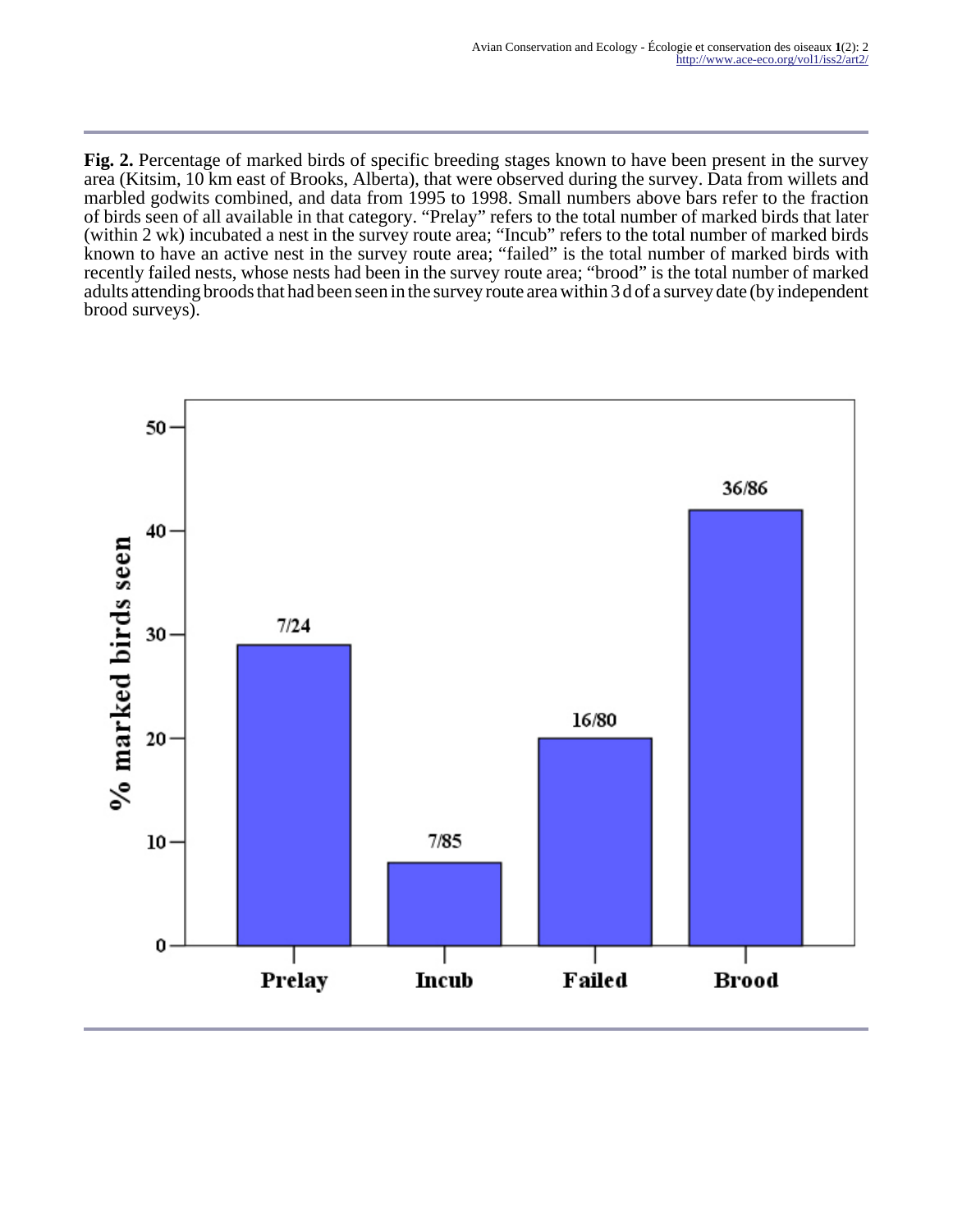**Fig. 2.** Percentage of marked birds of specific breeding stages known to have been present in the survey area (Kitsim, 10 km east of Brooks, Alberta), that were observed during the survey. Data from willets and marbled godwits combined, and data from 1995 to 1998. Small numbers above bars refer to the fraction of birds seen of all available in that category. "Prelay" refers to the total number of marked birds that later (within 2 wk) incubated a nest in the survey route area; "Incub" refers to the total number of marked birds known to have an active nest in the survey route area; "failed" is the total number of marked birds with recently failed nests, whose nests had been in the survey route area; "brood" is the total number of marked adults attending broods that had been seen in the survey route area within 3 d of a survey date (by independent brood surveys).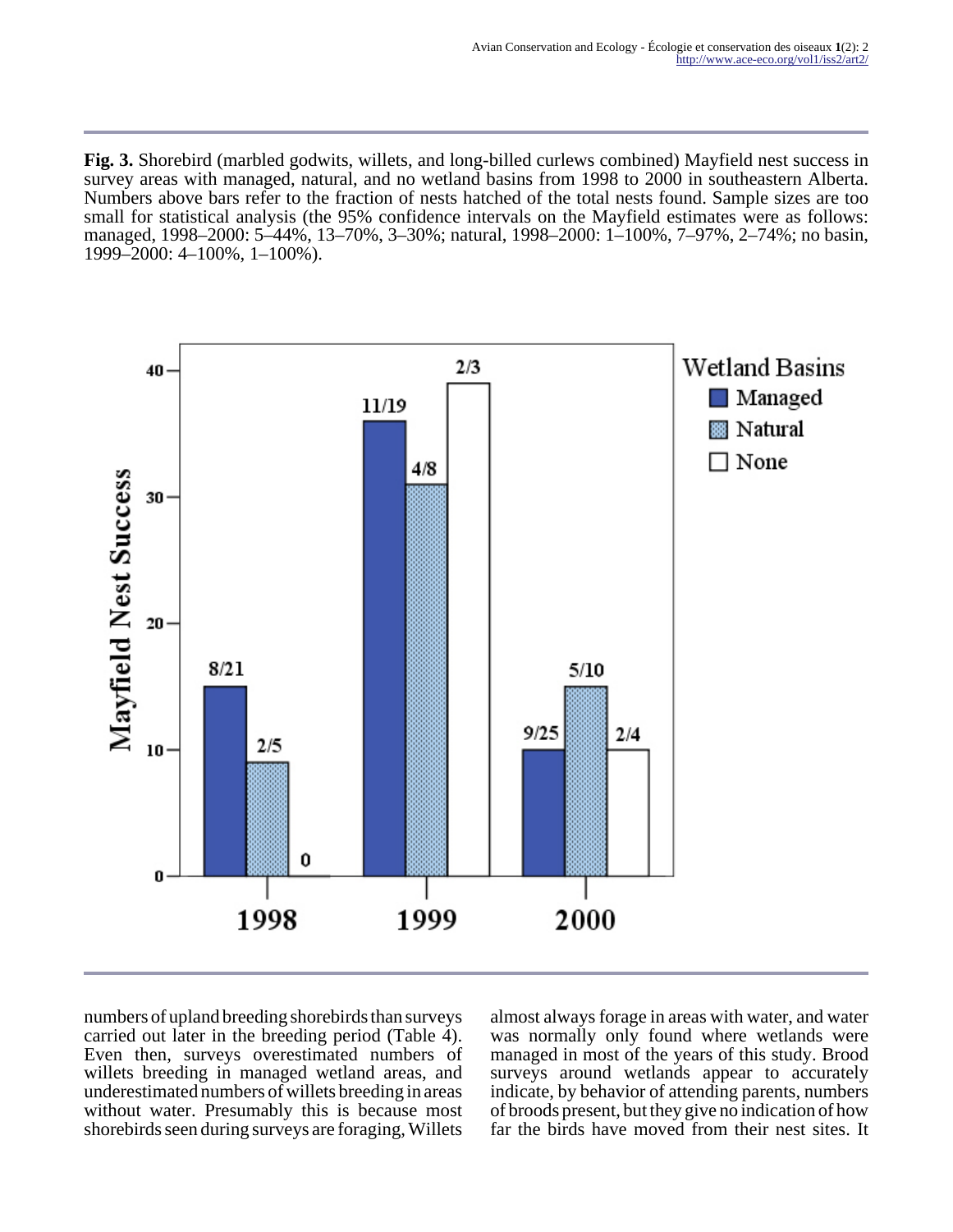**Fig. 3.** Shorebird (marbled godwits, willets, and long-billed curlews combined) Mayfield nest success in survey areas with managed, natural, and no wetland basins from 1998 to 2000 in southeastern Alberta. Numbers above bars refer to the fraction of nests hatched of the total nests found. Sample sizes are too small for statistical analysis (the 95% confidence intervals on the Mayfield estimates were as follows: managed, 1998–2000: 5–44%, 13–70%, 3–30%; natural, 1998–2000: 1–100%, 7–97%, 2–74%; no basin, 1999–2000: 4–100%, 1–100%).

numbers of upland breeding shorebirds than surveys carried out later in the breeding period (Table 4). Even then, surveys overestimated numbers of willets breeding in managed wetland areas, and underestimated numbers of willets breeding in areas without water. Presumably this is because most shorebirds seen during surveys are foraging, Willets almost always forage in areas with water, and water was normally only found where wetlands were managed in most of the years of this study. Brood surveys around wetlands appear to accurately indicate, by behavior of attending parents, numbers of broods present, but they give no indication of how far the birds have moved from their nest sites. It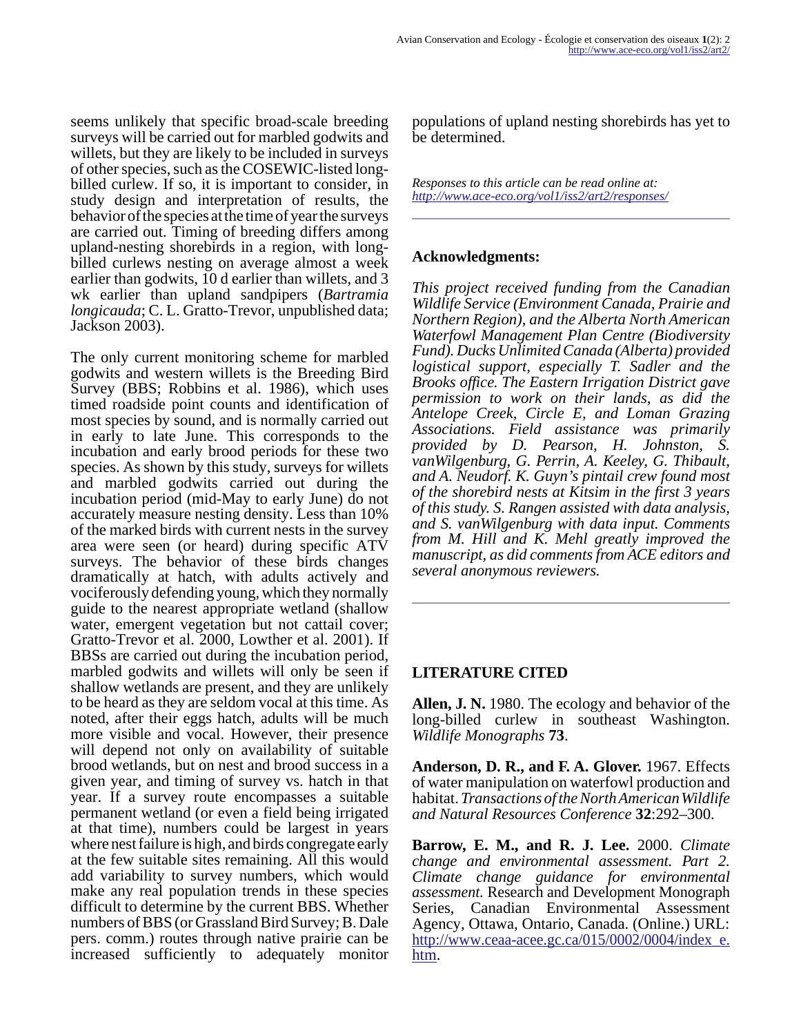seems unlikely that specific broad-scale breeding surveys will be carried out for marbled godwits and willets, but they are likely to be included in surveys of other species, such as the COSEWIC-listed long-billed curlew. If so, it is important to consider, in study design and interpretation of results, the behavior of the species at the time of year the surveys are carried out. Timing of breeding differs among upland-nesting shorebirds in a region, with long-billed curlews nesting on average almost a week earlier than godwits, 10 d earlier than willets, and 3 wk earlier than upland sandpipers (*Bartramia longicauda*; C. L. Gratto-Trevor, unpublished data; Jackson 2003).

The only current monitoring scheme for marbled godwits and western willets is the Breeding Bird Survey (BBS; Robbins et al. 1986), which uses timed roadside point counts and identification of most species by sound, and is normally carried out in early to late June. This corresponds to the incubation and early brood periods for these two species. As shown by this study, surveys for willets and marbled godwits carried out during the incubation period (mid-May to early June) do not accurately measure nesting density. Less than 10% of the marked birds with current nests in the survey area were seen (or heard) during specific ATV surveys. The behavior of these birds changes dramatically at hatch, with adults actively and vociferously defending young, which they normally guide to the nearest appropriate wetland (shallow water, emergent vegetation but not cattail cover; Gratto-Trevor et al. 2000, Lowther et al. 2001). If BBSs are carried out during the incubation period, marbled godwits and willets will only be seen if shallow wetlands are present, and they are unlikely to be heard as they are seldom vocal at this time. As noted, after their eggs hatch, adults will be much more visible and vocal. However, their presence will depend not only on availability of suitable brood wetlands, but on nest and brood success in a given year, and timing of survey vs. hatch in that year. If a survey route encompasses a suitable permanent wetland (or even a field being irrigated at that time), numbers could be largest in years where nest failure is high, and birds congregate early at the few suitable sites remaining. All this would add variability to survey numbers, which would make any real population trends in these species difficult to determine by the current BBS. Whether numbers of BBS (or Grassland Bird Survey; B. Dale pers. comm.) routes through native prairie can be increased sufficiently to adequately monitor populations of upland nesting shorebirds has yet to be determined.

*Responses to this article can be read online at:*
*http://www.ace-eco.org/vol1/iss2/art2/responses/*

## Acknowledgments:

*This project received funding from the Canadian Wildlife Service (Environment Canada, Prairie and Northern Region), and the Alberta North American Waterfowl Management Plan Centre (Biodiversity Fund). Ducks Unlimited Canada (Alberta) provided logistical support, especially T. Sadler and the Brooks office. The Eastern Irrigation District gave permission to work on their lands, as did the Antelope Creek, Circle E, and Loman Grazing Associations. Field assistance was primarily provided by D. Pearson, H. Johnston, S. vanWilgenburg, G. Perrin, A. Keeley, G. Thibault, and A. Neudorf. K. Guyn's pintail crew found most of the shorebird nests at Kitsim in the first 3 years of this study. S. Rangen assisted with data analysis, and S. vanWilgenburg with data input. Comments from M. Hill and K. Mehl greatly improved the manuscript, as did comments from ACE editors and several anonymous reviewers.*

## LITERATURE CITED

**Allen, J. N.** 1980. The ecology and behavior of the long-billed curlew in southeast Washington. *Wildlife Monographs* **73**.

**Anderson, D. R., and F. A. Glover.** 1967. Effects of water manipulation on waterfowl production and habitat. *Transactions of the North American Wildlife and Natural Resources Conference* **32**:292–300.

**Barrow, E. M., and R. J. Lee.** 2000. *Climate change and environmental assessment. Part 2. Climate change guidance for environmental assessment.* Research and Development Monograph Series, Canadian Environmental Assessment Agency, Ottawa, Ontario, Canada. (Online.) URL: http://www.ceaa-acee.gc.ca/015/0002/0004/index_e.htm.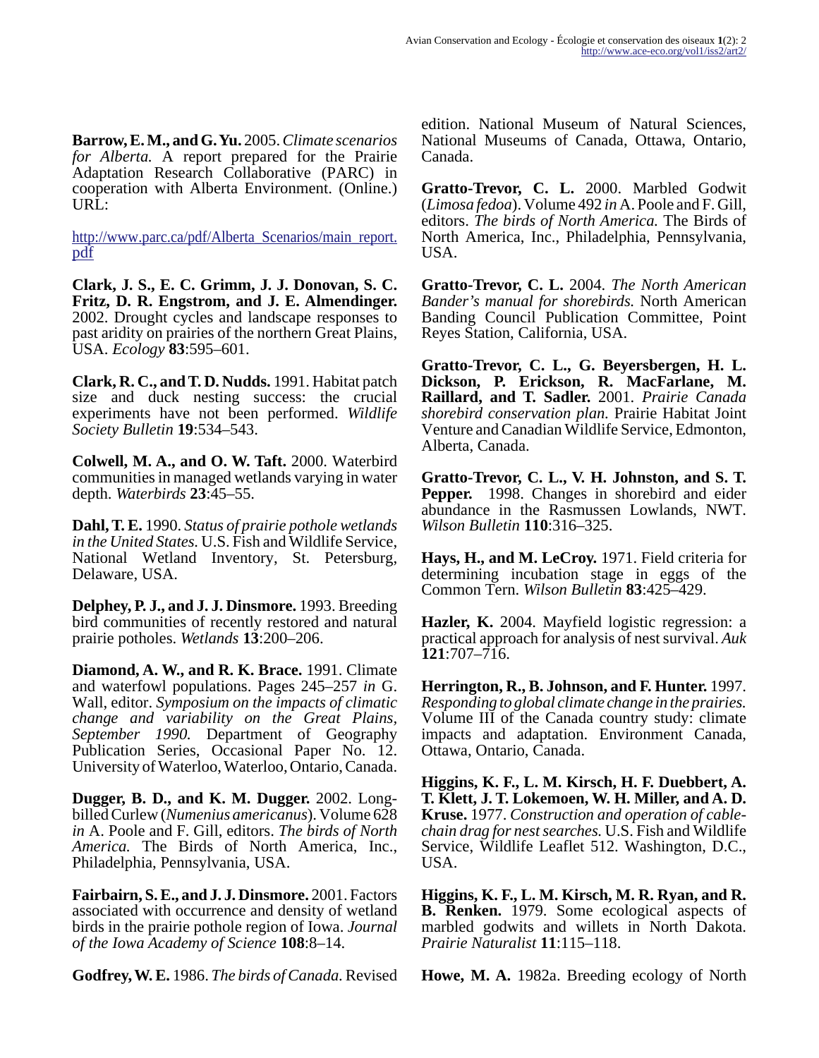**Barrow, E. M., and G. Yu.** 2005. *Climate scenarios for Alberta.* A report prepared for the Prairie Adaptation Research Collaborative (PARC) in cooperation with Alberta Environment. (Online.) URL:

http://www.parc.ca/pdf/Alberta_Scenarios/main_report.pdf

**Clark, J. S., E. C. Grimm, J. J. Donovan, S. C. Fritz, D. R. Engstrom, and J. E. Almendinger.** 2002. Drought cycles and landscape responses to past aridity on prairies of the northern Great Plains, USA. *Ecology* **83**:595–601.

**Clark, R. C., and T. D. Nudds.** 1991. Habitat patch size and duck nesting success: the crucial experiments have not been performed. *Wildlife Society Bulletin* **19**:534–543.

**Colwell, M. A., and O. W. Taft.** 2000. Waterbird communities in managed wetlands varying in water depth. *Waterbirds* **23**:45–55.

**Dahl, T. E.** 1990. *Status of prairie pothole wetlands in the United States.* U.S. Fish and Wildlife Service, National Wetland Inventory, St. Petersburg, Delaware, USA.

**Delphey, P. J., and J. J. Dinsmore.** 1993. Breeding bird communities of recently restored and natural prairie potholes. *Wetlands* **13**:200–206.

**Diamond, A. W., and R. K. Brace.** 1991. Climate and waterfowl populations. Pages 245–257 *in* G. Wall, editor. *Symposium on the impacts of climatic change and variability on the Great Plains, September 1990.* Department of Geography Publication Series, Occasional Paper No. 12. University of Waterloo, Waterloo, Ontario, Canada.

**Dugger, B. D., and K. M. Dugger.** 2002. Long-billed Curlew (*Numenius americanus*). Volume 628 *in* A. Poole and F. Gill, editors. *The birds of North America.* The Birds of North America, Inc., Philadelphia, Pennsylvania, USA.

**Fairbairn, S. E., and J. J. Dinsmore.** 2001. Factors associated with occurrence and density of wetland birds in the prairie pothole region of Iowa. *Journal of the Iowa Academy of Science* **108**:8–14.

**Godfrey, W. E.** 1986. *The birds of Canada.* Revised edition. National Museum of Natural Sciences, National Museums of Canada, Ottawa, Ontario, Canada.

**Gratto-Trevor, C. L.** 2000. Marbled Godwit (*Limosa fedoa*). Volume 492 *in* A. Poole and F. Gill, editors. *The birds of North America.* The Birds of North America, Inc., Philadelphia, Pennsylvania, USA.

**Gratto-Trevor, C. L.** 2004. *The North American Bander's manual for shorebirds.* North American Banding Council Publication Committee, Point Reyes Station, California, USA.

**Gratto-Trevor, C. L., G. Beyersbergen, H. L. Dickson, P. Erickson, R. MacFarlane, M. Raillard, and T. Sadler.** 2001. *Prairie Canada shorebird conservation plan.* Prairie Habitat Joint Venture and Canadian Wildlife Service, Edmonton, Alberta, Canada.

**Gratto-Trevor, C. L., V. H. Johnston, and S. T. Pepper.** 1998. Changes in shorebird and eider abundance in the Rasmussen Lowlands, NWT. *Wilson Bulletin* **110**:316–325.

**Hays, H., and M. LeCroy.** 1971. Field criteria for determining incubation stage in eggs of the Common Tern. *Wilson Bulletin* **83**:425–429.

**Hazler, K.** 2004. Mayfield logistic regression: a practical approach for analysis of nest survival. *Auk* **121**:707–716.

**Herrington, R., B. Johnson, and F. Hunter.** 1997. *Responding to global climate change in the prairies.* Volume III of the Canada country study: climate impacts and adaptation. Environment Canada, Ottawa, Ontario, Canada.

**Higgins, K. F., L. M. Kirsch, H. F. Duebbert, A. T. Klett, J. T. Lokemoen, W. H. Miller, and A. D. Kruse.** 1977. *Construction and operation of cable-chain drag for nest searches.* U.S. Fish and Wildlife Service, Wildlife Leaflet 512. Washington, D.C., USA.

**Higgins, K. F., L. M. Kirsch, M. R. Ryan, and R. B. Renken.** 1979. Some ecological aspects of marbled godwits and willets in North Dakota. *Prairie Naturalist* **11**:115–118.

**Howe, M. A.** 1982a. Breeding ecology of North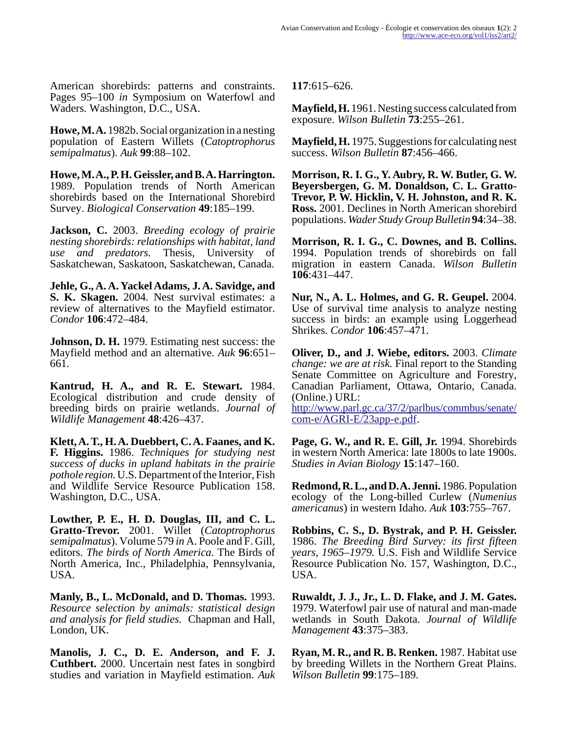American shorebirds: patterns and constraints. Pages 95–100 *in* Symposium on Waterfowl and Waders. Washington, D.C., USA.

**Howe, M. A.** 1982b. Social organization in a nesting population of Eastern Willets (*Catoptrophorus semipalmatus*). *Auk* **99**:88–102.

**Howe, M. A., P. H. Geissler, and B. A. Harrington.** 1989. Population trends of North American shorebirds based on the International Shorebird Survey. *Biological Conservation* **49**:185–199.

**Jackson, C.** 2003. *Breeding ecology of prairie nesting shorebirds: relationships with habitat, land use and predators.* Thesis, University of Saskatchewan, Saskatoon, Saskatchewan, Canada.

**Jehle, G., A. A. Yackel Adams, J. A. Savidge, and S. K. Skagen.** 2004. Nest survival estimates: a review of alternatives to the Mayfield estimator. *Condor* **106**:472–484.

**Johnson, D. H.** 1979. Estimating nest success: the Mayfield method and an alternative. *Auk* **96**:651–661.

**Kantrud, H. A., and R. E. Stewart.** 1984. Ecological distribution and crude density of breeding birds on prairie wetlands. *Journal of Wildlife Management* **48**:426–437.

**Klett, A. T., H. A. Duebbert, C. A. Faanes, and K. F. Higgins.** 1986. *Techniques for studying nest success of ducks in upland habitats in the prairie pothole region.* U.S. Department of the Interior, Fish and Wildlife Service Resource Publication 158. Washington, D.C., USA.

**Lowther, P. E., H. D. Douglas, III, and C. L. Gratto-Trevor.** 2001. Willet (*Catoptrophorus semipalmatus*). Volume 579 *in* A. Poole and F. Gill, editors. *The birds of North America.* The Birds of North America, Inc., Philadelphia, Pennsylvania, USA.

**Manly, B., L. McDonald, and D. Thomas.** 1993. *Resource selection by animals: statistical design and analysis for field studies.* Chapman and Hall, London, UK.

**Manolis, J. C., D. E. Anderson, and F. J. Cuthbert.** 2000. Uncertain nest fates in songbird studies and variation in Mayfield estimation. *Auk* **117**:615–626.

**Mayfield, H.** 1961. Nesting success calculated from exposure. *Wilson Bulletin* **73**:255–261.

**Mayfield, H.** 1975. Suggestions for calculating nest success. *Wilson Bulletin* **87**:456–466.

**Morrison, R. I. G., Y. Aubry, R. W. Butler, G. W. Beyersbergen, G. M. Donaldson, C. L. Gratto-Trevor, P. W. Hicklin, V. H. Johnston, and R. K. Ross.** 2001. Declines in North American shorebird populations. *Wader Study Group Bulletin* **94**:34–38.

**Morrison, R. I. G., C. Downes, and B. Collins.** 1994. Population trends of shorebirds on fall migration in eastern Canada. *Wilson Bulletin* **106**:431–447.

**Nur, N., A. L. Holmes, and G. R. Geupel.** 2004. Use of survival time analysis to analyze nesting success in birds: an example using Loggerhead Shrikes. *Condor* **106**:457–471.

**Oliver, D., and J. Wiebe, editors.** 2003. *Climate change: we are at risk.* Final report to the Standing Senate Committee on Agriculture and Forestry, Canadian Parliament, Ottawa, Ontario, Canada. (Online.) URL: http://www.parl.gc.ca/37/2/parlbus/commbus/senate/com-e/AGRI-E/23app-e.pdf.

**Page, G. W., and R. E. Gill, Jr.** 1994. Shorebirds in western North America: late 1800s to late 1900s. *Studies in Avian Biology* **15**:147–160.

**Redmond, R. L., and D. A. Jenni.** 1986. Population ecology of the Long-billed Curlew (*Numenius americanus*) in western Idaho. *Auk* **103**:755–767.

**Robbins, C. S., D. Bystrak, and P. H. Geissler.** 1986. *The Breeding Bird Survey: its first fifteen years, 1965–1979.* U.S. Fish and Wildlife Service Resource Publication No. 157, Washington, D.C., USA.

**Ruwaldt, J. J., Jr., L. D. Flake, and J. M. Gates.** 1979. Waterfowl pair use of natural and man-made wetlands in South Dakota. *Journal of Wildlife Management* **43**:375–383.

**Ryan, M. R., and R. B. Renken.** 1987. Habitat use by breeding Willets in the Northern Great Plains. *Wilson Bulletin* **99**:175–189.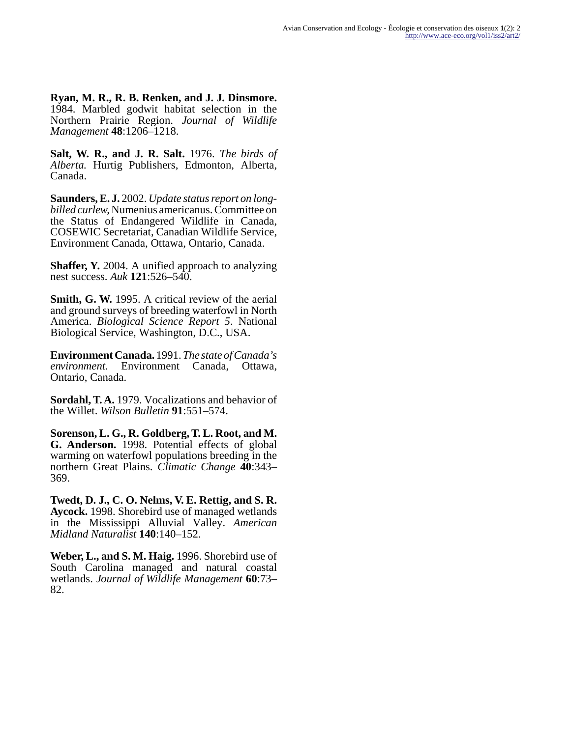**Ryan, M. R., R. B. Renken, and J. J. Dinsmore.** 1984. Marbled godwit habitat selection in the Northern Prairie Region. *Journal of Wildlife Management* **48**:1206–1218.

**Salt, W. R., and J. R. Salt.** 1976. *The birds of Alberta.* Hurtig Publishers, Edmonton, Alberta, Canada.

**Saunders, E. J.** 2002. *Update status report on long-billed curlew,* Numenius americanus. Committee on the Status of Endangered Wildlife in Canada, COSEWIC Secretariat, Canadian Wildlife Service, Environment Canada, Ottawa, Ontario, Canada.

**Shaffer, Y.** 2004. A unified approach to analyzing nest success. *Auk* **121**:526–540.

**Smith, G. W.** 1995. A critical review of the aerial and ground surveys of breeding waterfowl in North America. *Biological Science Report 5*. National Biological Service, Washington, D.C., USA.

**Environment Canada.** 1991. *The state of Canada's environment.* Environment Canada, Ottawa, Ontario, Canada.

**Sordahl, T. A.** 1979. Vocalizations and behavior of the Willet. *Wilson Bulletin* **91**:551–574.

**Sorenson, L. G., R. Goldberg, T. L. Root, and M. G. Anderson.** 1998. Potential effects of global warming on waterfowl populations breeding in the northern Great Plains. *Climatic Change* **40**:343–369.

**Twedt, D. J., C. O. Nelms, V. E. Rettig, and S. R. Aycock.** 1998. Shorebird use of managed wetlands in the Mississippi Alluvial Valley. *American Midland Naturalist* **140**:140–152.

**Weber, L., and S. M. Haig.** 1996. Shorebird use of South Carolina managed and natural coastal wetlands. *Journal of Wildlife Management* **60**:73–82.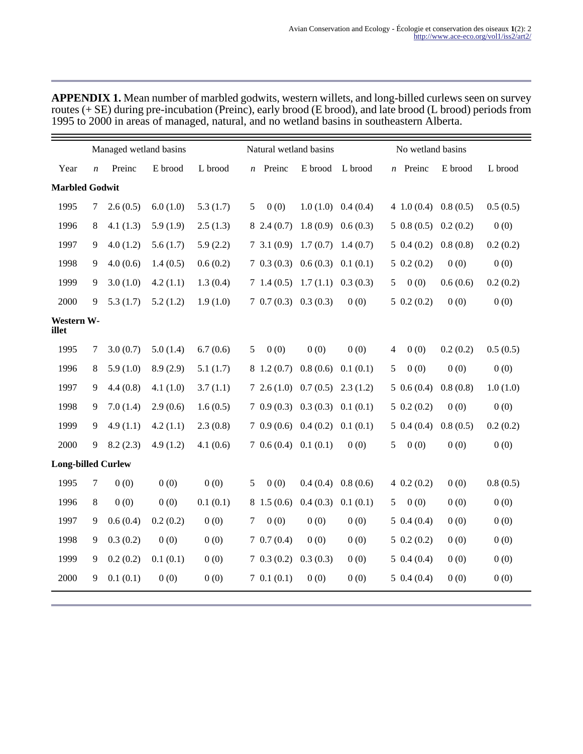**APPENDIX 1.** Mean number of marbled godwits, western willets, and long-billed curlews seen on survey routes (+ SE) during pre-incubation (Preinc), early brood (E brood), and late brood (L brood) periods from 1995 to 2000 in areas of managed, natural, and no wetland basins in southeastern Alberta.

| | Managed wetland basins | | | | Natural wetland basins | | | | No wetland basins | | | |
|---|---|---|---|---|---|---|---|---|---|---|---|---|
| Year | *n* | Preinc | E brood | L brood | *n* | Preinc | E brood | L brood | *n* | Preinc | E brood | L brood |
| **Marbled Godwit** | | | | | | | | | | | | |
| 1995 | 7 | 2.6 (0.5) | 6.0 (1.0) | 5.3 (1.7) | 5 | 0 (0) | 1.0 (1.0) | 0.4 (0.4) | 4 | 1.0 (0.4) | 0.8 (0.5) | 0.5 (0.5) |
| 1996 | 8 | 4.1 (1.3) | 5.9 (1.9) | 2.5 (1.3) | 8 | 2.4 (0.7) | 1.8 (0.9) | 0.6 (0.3) | 5 | 0.8 (0.5) | 0.2 (0.2) | 0 (0) |
| 1997 | 9 | 4.0 (1.2) | 5.6 (1.7) | 5.9 (2.2) | 7 | 3.1 (0.9) | 1.7 (0.7) | 1.4 (0.7) | 5 | 0.4 (0.2) | 0.8 (0.8) | 0.2 (0.2) |
| 1998 | 9 | 4.0 (0.6) | 1.4 (0.5) | 0.6 (0.2) | 7 | 0.3 (0.3) | 0.6 (0.3) | 0.1 (0.1) | 5 | 0.2 (0.2) | 0 (0) | 0 (0) |
| 1999 | 9 | 3.0 (1.0) | 4.2 (1.1) | 1.3 (0.4) | 7 | 1.4 (0.5) | 1.7 (1.1) | 0.3 (0.3) | 5 | 0 (0) | 0.6 (0.6) | 0.2 (0.2) |
| 2000 | 9 | 5.3 (1.7) | 5.2 (1.2) | 1.9 (1.0) | 7 | 0.7 (0.3) | 0.3 (0.3) | 0 (0) | 5 | 0.2 (0.2) | 0 (0) | 0 (0) |
| **Western Willet** | | | | | | | | | | | | |
| 1995 | 7 | 3.0 (0.7) | 5.0 (1.4) | 6.7 (0.6) | 5 | 0 (0) | 0 (0) | 0 (0) | 4 | 0 (0) | 0.2 (0.2) | 0.5 (0.5) |
| 1996 | 8 | 5.9 (1.0) | 8.9 (2.9) | 5.1 (1.7) | 8 | 1.2 (0.7) | 0.8 (0.6) | 0.1 (0.1) | 5 | 0 (0) | 0 (0) | 0 (0) |
| 1997 | 9 | 4.4 (0.8) | 4.1 (1.0) | 3.7 (1.1) | 7 | 2.6 (1.0) | 0.7 (0.5) | 2.3 (1.2) | 5 | 0.6 (0.4) | 0.8 (0.8) | 1.0 (1.0) |
| 1998 | 9 | 7.0 (1.4) | 2.9 (0.6) | 1.6 (0.5) | 7 | 0.9 (0.3) | 0.3 (0.3) | 0.1 (0.1) | 5 | 0.2 (0.2) | 0 (0) | 0 (0) |
| 1999 | 9 | 4.9 (1.1) | 4.2 (1.1) | 2.3 (0.8) | 7 | 0.9 (0.6) | 0.4 (0.2) | 0.1 (0.1) | 5 | 0.4 (0.4) | 0.8 (0.5) | 0.2 (0.2) |
| 2000 | 9 | 8.2 (2.3) | 4.9 (1.2) | 4.1 (0.6) | 7 | 0.6 (0.4) | 0.1 (0.1) | 0 (0) | 5 | 0 (0) | 0 (0) | 0 (0) |
| **Long-billed Curlew** | | | | | | | | | | | | |
| 1995 | 7 | 0 (0) | 0 (0) | 0 (0) | 5 | 0 (0) | 0.4 (0.4) | 0.8 (0.6) | 4 | 0.2 (0.2) | 0 (0) | 0.8 (0.5) |
| 1996 | 8 | 0 (0) | 0 (0) | 0.1 (0.1) | 8 | 1.5 (0.6) | 0.4 (0.3) | 0.1 (0.1) | 5 | 0 (0) | 0 (0) | 0 (0) |
| 1997 | 9 | 0.6 (0.4) | 0.2 (0.2) | 0 (0) | 7 | 0 (0) | 0 (0) | 0 (0) | 5 | 0.4 (0.4) | 0 (0) | 0 (0) |
| 1998 | 9 | 0.3 (0.2) | 0 (0) | 0 (0) | 7 | 0.7 (0.4) | 0 (0) | 0 (0) | 5 | 0.2 (0.2) | 0 (0) | 0 (0) |
| 1999 | 9 | 0.2 (0.2) | 0.1 (0.1) | 0 (0) | 7 | 0.3 (0.2) | 0.3 (0.3) | 0 (0) | 5 | 0.4 (0.4) | 0 (0) | 0 (0) |
| 2000 | 9 | 0.1 (0.1) | 0 (0) | 0 (0) | 7 | 0.1 (0.1) | 0 (0) | 0 (0) | 5 | 0.4 (0.4) | 0 (0) | 0 (0) |